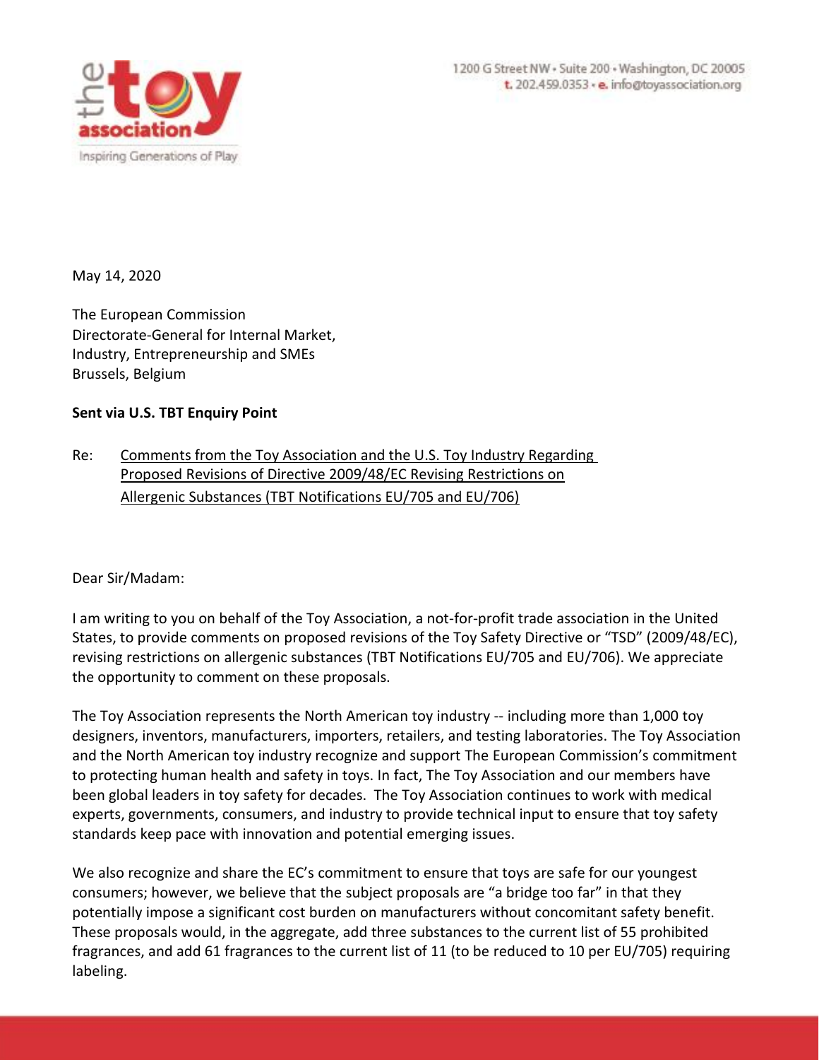1200 G Street NW • Suite 200 • Washington, DC 20005
t. 202.459.0353 • e. info@toyassociation.org

May 14, 2020

The European Commission
Directorate-General for Internal Market,
Industry, Entrepreneurship and SMEs
Brussels, Belgium

**Sent via U.S. TBT Enquiry Point**

Re: Comments from the Toy Association and the U.S. Toy Industry Regarding Proposed Revisions of Directive 2009/48/EC Revising Restrictions on Allergenic Substances (TBT Notifications EU/705 and EU/706)

Dear Sir/Madam:

I am writing to you on behalf of the Toy Association, a not-for-profit trade association in the United States, to provide comments on proposed revisions of the Toy Safety Directive or "TSD" (2009/48/EC), revising restrictions on allergenic substances (TBT Notifications EU/705 and EU/706). We appreciate the opportunity to comment on these proposals.

The Toy Association represents the North American toy industry -- including more than 1,000 toy designers, inventors, manufacturers, importers, retailers, and testing laboratories. The Toy Association and the North American toy industry recognize and support The European Commission's commitment to protecting human health and safety in toys. In fact, The Toy Association and our members have been global leaders in toy safety for decades. The Toy Association continues to work with medical experts, governments, consumers, and industry to provide technical input to ensure that toy safety standards keep pace with innovation and potential emerging issues.

We also recognize and share the EC's commitment to ensure that toys are safe for our youngest consumers; however, we believe that the subject proposals are "a bridge too far" in that they potentially impose a significant cost burden on manufacturers without concomitant safety benefit. These proposals would, in the aggregate, add three substances to the current list of 55 prohibited fragrances, and add 61 fragrances to the current list of 11 (to be reduced to 10 per EU/705) requiring labeling.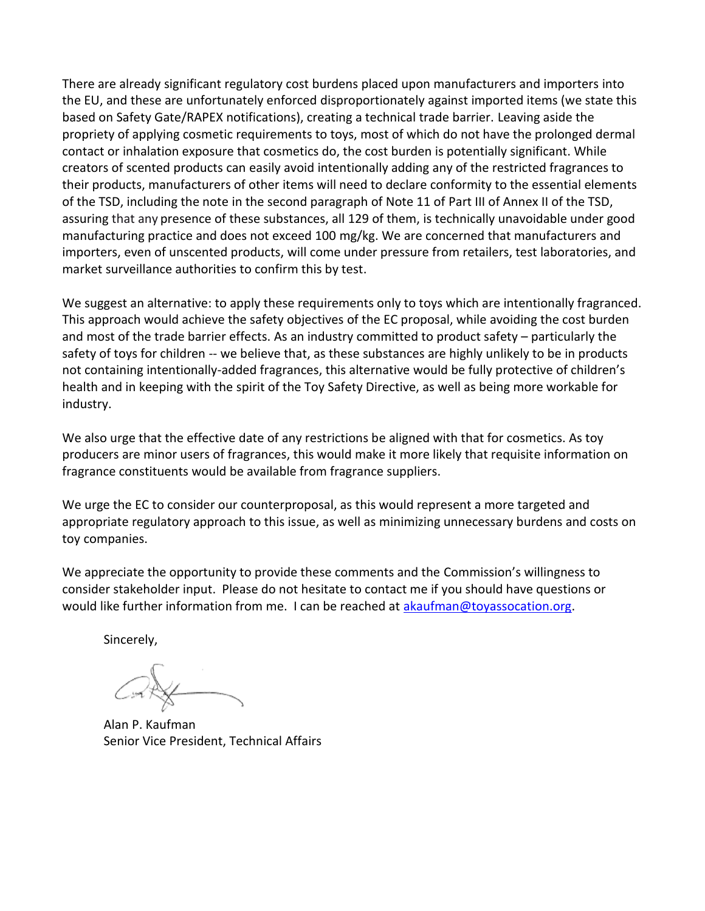There are already significant regulatory cost burdens placed upon manufacturers and importers into the EU, and these are unfortunately enforced disproportionately against imported items (we state this based on Safety Gate/RAPEX notifications), creating a technical trade barrier. Leaving aside the propriety of applying cosmetic requirements to toys, most of which do not have the prolonged dermal contact or inhalation exposure that cosmetics do, the cost burden is potentially significant. While creators of scented products can easily avoid intentionally adding any of the restricted fragrances to their products, manufacturers of other items will need to declare conformity to the essential elements of the TSD, including the note in the second paragraph of Note 11 of Part III of Annex II of the TSD, assuring that any presence of these substances, all 129 of them, is technically unavoidable under good manufacturing practice and does not exceed 100 mg/kg. We are concerned that manufacturers and importers, even of unscented products, will come under pressure from retailers, test laboratories, and market surveillance authorities to confirm this by test.

We suggest an alternative: to apply these requirements only to toys which are intentionally fragranced. This approach would achieve the safety objectives of the EC proposal, while avoiding the cost burden and most of the trade barrier effects. As an industry committed to product safety – particularly the safety of toys for children -- we believe that, as these substances are highly unlikely to be in products not containing intentionally-added fragrances, this alternative would be fully protective of children's health and in keeping with the spirit of the Toy Safety Directive, as well as being more workable for industry.

We also urge that the effective date of any restrictions be aligned with that for cosmetics. As toy producers are minor users of fragrances, this would make it more likely that requisite information on fragrance constituents would be available from fragrance suppliers.

We urge the EC to consider our counterproposal, as this would represent a more targeted and appropriate regulatory approach to this issue, as well as minimizing unnecessary burdens and costs on toy companies.

We appreciate the opportunity to provide these comments and the Commission's willingness to consider stakeholder input. Please do not hesitate to contact me if you should have questions or would like further information from me. I can be reached at akaufman@toyassocation.org.

Sincerely,

Alan P. Kaufman
Senior Vice President, Technical Affairs